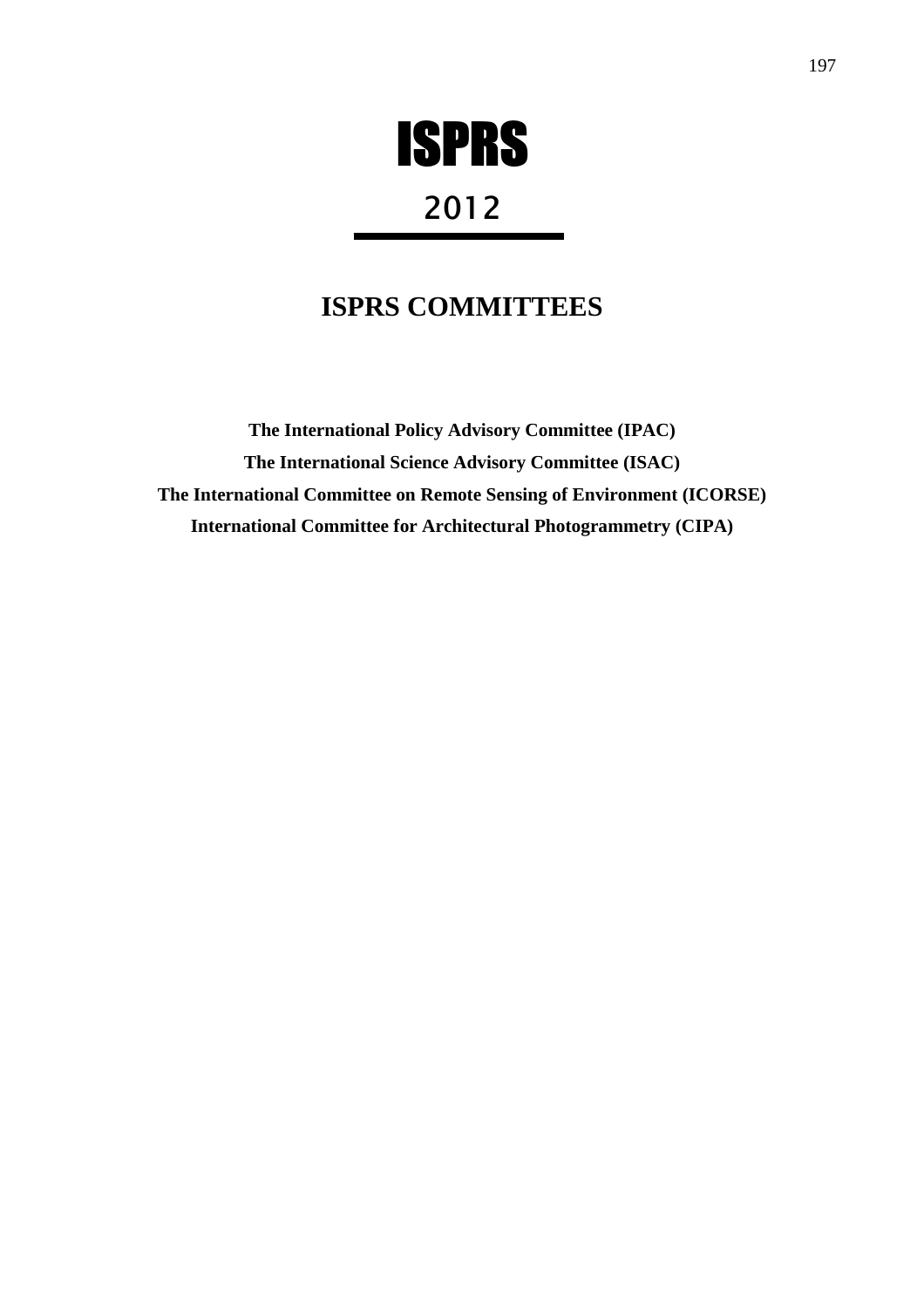# ISPRS

## 2012

---

## ISPRS COMMITTEES

**The International Policy Advisory Committee (IPAC)**

**The International Science Advisory Committee (ISAC)**

**The International Committee on Remote Sensing of Environment (ICORSE)**

**International Committee for Architectural Photogrammetry (CIPA)**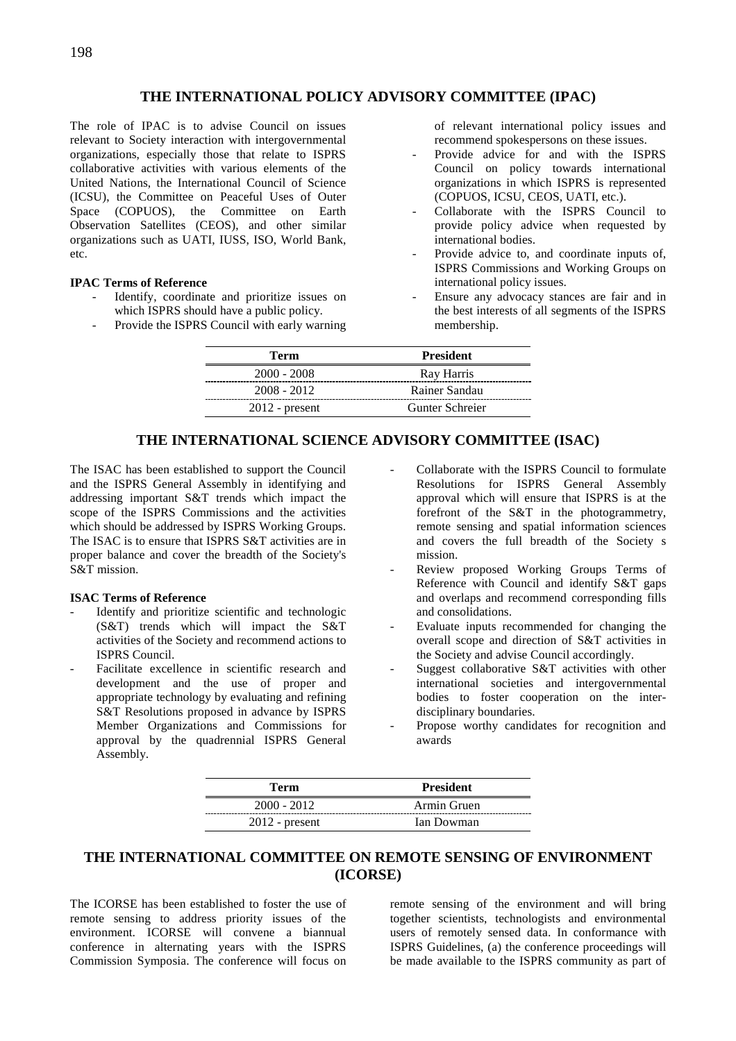## THE INTERNATIONAL POLICY ADVISORY COMMITTEE (IPAC)

The role of IPAC is to advise Council on issues relevant to Society interaction with intergovernmental organizations, especially those that relate to ISPRS collaborative activities with various elements of the United Nations, the International Council of Science (ICSU), the Committee on Peaceful Uses of Outer Space (COPUOS), the Committee on Earth Observation Satellites (CEOS), and other similar organizations such as UATI, IUSS, ISO, World Bank, etc.

**IPAC Terms of Reference**

- Identify, coordinate and prioritize issues on which ISPRS should have a public policy.
- Provide the ISPRS Council with early warning of relevant international policy issues and recommend spokespersons on these issues.
- Provide advice for and with the ISPRS Council on policy towards international organizations in which ISPRS is represented (COPUOS, ICSU, CEOS, UATI, etc.).
- Collaborate with the ISPRS Council to provide policy advice when requested by international bodies.
- Provide advice to, and coordinate inputs of, ISPRS Commissions and Working Groups on international policy issues.
- Ensure any advocacy stances are fair and in the best interests of all segments of the ISPRS membership.

| Term | President |
|---|---|
| 2000 - 2008 | Ray Harris |
| 2008 - 2012 | Rainer Sandau |
| 2012 - present | Gunter Schreier |

## THE INTERNATIONAL SCIENCE ADVISORY COMMITTEE (ISAC)

The ISAC has been established to support the Council and the ISPRS General Assembly in identifying and addressing important S&T trends which impact the scope of the ISPRS Commissions and the activities which should be addressed by ISPRS Working Groups. The ISAC is to ensure that ISPRS S&T activities are in proper balance and cover the breadth of the Society's S&T mission.

**ISAC Terms of Reference**

- Identify and prioritize scientific and technologic (S&T) trends which will impact the S&T activities of the Society and recommend actions to ISPRS Council.
- Facilitate excellence in scientific research and development and the use of proper and appropriate technology by evaluating and refining S&T Resolutions proposed in advance by ISPRS Member Organizations and Commissions for approval by the quadrennial ISPRS General Assembly.
- Collaborate with the ISPRS Council to formulate Resolutions for ISPRS General Assembly approval which will ensure that ISPRS is at the forefront of the S&T in the photogrammetry, remote sensing and spatial information sciences and covers the full breadth of the Society s mission.
- Review proposed Working Groups Terms of Reference with Council and identify S&T gaps and overlaps and recommend corresponding fills and consolidations.
- Evaluate inputs recommended for changing the overall scope and direction of S&T activities in the Society and advise Council accordingly.
- Suggest collaborative S&T activities with other international societies and intergovernmental bodies to foster cooperation on the inter-disciplinary boundaries.
- Propose worthy candidates for recognition and awards

| Term | President |
|---|---|
| 2000 - 2012 | Armin Gruen |
| 2012 - present | Ian Dowman |

## THE INTERNATIONAL COMMITTEE ON REMOTE SENSING OF ENVIRONMENT (ICORSE)

The ICORSE has been established to foster the use of remote sensing to address priority issues of the environment. ICORSE will convene a biannual conference in alternating years with the ISPRS Commission Symposia. The conference will focus on remote sensing of the environment and will bring together scientists, technologists and environmental users of remotely sensed data. In conformance with ISPRS Guidelines, (a) the conference proceedings will be made available to the ISPRS community as part of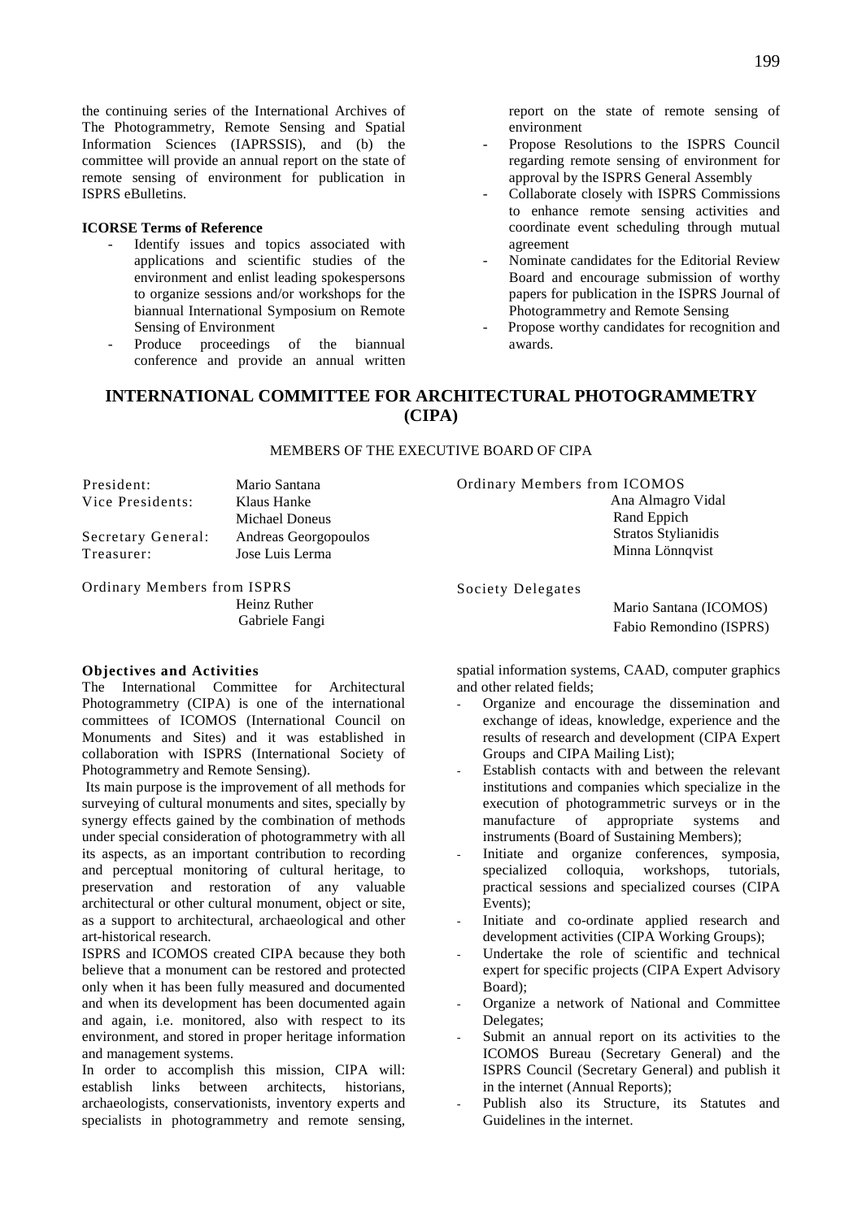the continuing series of the International Archives of The Photogrammetry, Remote Sensing and Spatial Information Sciences (IAPRSSIS), and (b) the committee will provide an annual report on the state of remote sensing of environment for publication in ISPRS eBulletins.

**ICORSE Terms of Reference**

- Identify issues and topics associated with applications and scientific studies of the environment and enlist leading spokespersons to organize sessions and/or workshops for the biannual International Symposium on Remote Sensing of Environment
- Produce proceedings of the biannual conference and provide an annual written report on the state of remote sensing of environment
- Propose Resolutions to the ISPRS Council regarding remote sensing of environment for approval by the ISPRS General Assembly
- Collaborate closely with ISPRS Commissions to enhance remote sensing activities and coordinate event scheduling through mutual agreement
- Nominate candidates for the Editorial Review Board and encourage submission of worthy papers for publication in the ISPRS Journal of Photogrammetry and Remote Sensing
- Propose worthy candidates for recognition and awards.

## INTERNATIONAL COMMITTEE FOR ARCHITECTURAL PHOTOGRAMMETRY (CIPA)

MEMBERS OF THE EXECUTIVE BOARD OF CIPA

| | |
|---|---|
| President: | Mario Santana |
| Vice Presidents: | Klaus Hanke |
| | Michael Doneus |
| Secretary General: | Andreas Georgopoulos |
| Treasurer: | Jose Luis Lerma |

Ordinary Members from ISPRS
Heinz Ruther
Gabriele Fangi

Ordinary Members from ICOMOS
Ana Almagro Vidal
Rand Eppich
Stratos Stylianidis
Minna Lönnqvist

Society Delegates
Mario Santana (ICOMOS)
Fabio Remondino (ISPRS)

**Objectives and Activities**

The International Committee for Architectural Photogrammetry (CIPA) is one of the international committees of ICOMOS (International Council on Monuments and Sites) and it was established in collaboration with ISPRS (International Society of Photogrammetry and Remote Sensing).

Its main purpose is the improvement of all methods for surveying of cultural monuments and sites, specially by synergy effects gained by the combination of methods under special consideration of photogrammetry with all its aspects, as an important contribution to recording and perceptual monitoring of cultural heritage, to preservation and restoration of any valuable architectural or other cultural monument, object or site, as a support to architectural, archaeological and other art-historical research.

ISPRS and ICOMOS created CIPA because they both believe that a monument can be restored and protected only when it has been fully measured and documented and when its development has been documented again and again, i.e. monitored, also with respect to its environment, and stored in proper heritage information and management systems.

In order to accomplish this mission, CIPA will: establish links between architects, historians, archaeologists, conservationists, inventory experts and specialists in photogrammetry and remote sensing, spatial information systems, CAAD, computer graphics and other related fields;

- Organize and encourage the dissemination and exchange of ideas, knowledge, experience and the results of research and development (CIPA Expert Groups and CIPA Mailing List);
- Establish contacts with and between the relevant institutions and companies which specialize in the execution of photogrammetric surveys or in the manufacture of appropriate systems and instruments (Board of Sustaining Members);
- Initiate and organize conferences, symposia, specialized colloquia, workshops, tutorials, practical sessions and specialized courses (CIPA Events);
- Initiate and co-ordinate applied research and development activities (CIPA Working Groups);
- Undertake the role of scientific and technical expert for specific projects (CIPA Expert Advisory Board);
- Organize a network of National and Committee Delegates;
- Submit an annual report on its activities to the ICOMOS Bureau (Secretary General) and the ISPRS Council (Secretary General) and publish it in the internet (Annual Reports);
- Publish also its Structure, its Statutes and Guidelines in the internet.